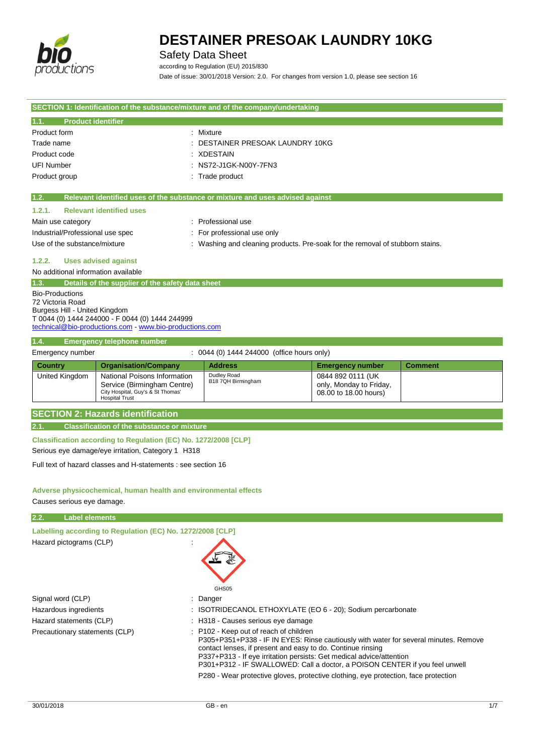# DESTAINER PRESOAK LAUNDRY 10KG

Safety Data Sheet

according to Regulation (EU) 2015/830

Date of issue: 30/01/2018 Version: 2.0. For changes from version 1.0, please see section 16

## SECTION 1: Identification of the substance/mixture and of the company/undertaking

### 1.1. Product identifier

| | |
|---|---|
| Product form | : Mixture |
| Trade name | : DESTAINER PRESOAK LAUNDRY 10KG |
| Product code | : XDESTAIN |
| UFI Number | : NS72-J1GK-N00Y-7FN3 |
| Product group | : Trade product |

### 1.2. Relevant identified uses of the substance or mixture and uses advised against

#### 1.2.1. Relevant identified uses

| | |
|---|---|
| Main use category | : Professional use |
| Industrial/Professional use spec | : For professional use only |
| Use of the substance/mixture | : Washing and cleaning products. Pre-soak for the removal of stubborn stains. |

#### 1.2.2. Uses advised against

No additional information available

### 1.3. Details of the supplier of the safety data sheet

Bio-Productions
72 Victoria Road
Burgess Hill - United Kingdom
T 0044 (0) 1444 244000 - F 0044 (0) 1444 244999
technical@bio-productions.com - www.bio-productions.com

### 1.4. Emergency telephone number

Emergency number : 0044 (0) 1444 244000 (office hours only)

| Country | Organisation/Company | Address | Emergency number | Comment |
|---|---|---|---|---|
| United Kingdom | National Poisons Information Service (Birmingham Centre) City Hospital, Guy's & St Thomas' Hospital Trust | Dudley Road B18 7QH Birmingham | 0844 892 0111 (UK only, Monday to Friday, 08.00 to 18.00 hours) | |

## SECTION 2: Hazards identification

### 2.1. Classification of the substance or mixture

**Classification according to Regulation (EC) No. 1272/2008 [CLP]**

Serious eye damage/eye irritation, Category 1 H318

Full text of hazard classes and H-statements : see section 16

**Adverse physicochemical, human health and environmental effects**

Causes serious eye damage.

### 2.2. Label elements

**Labelling according to Regulation (EC) No. 1272/2008 [CLP]**

Hazard pictograms (CLP) :

GHS05

| | |
|---|---|
| Signal word (CLP) | : Danger |
| Hazardous ingredients | : ISOTRIDECANOL ETHOXYLATE (EO 6 - 20); Sodium percarbonate |
| Hazard statements (CLP) | : H318 - Causes serious eye damage |
| Precautionary statements (CLP) | : P102 - Keep out of reach of children<br>P305+P351+P338 - IF IN EYES: Rinse cautiously with water for several minutes. Remove contact lenses, if present and easy to do. Continue rinsing<br>P337+P313 - If eye irritation persists: Get medical advice/attention<br>P301+P312 - IF SWALLOWED: Call a doctor, a POISON CENTER if you feel unwell<br>P280 - Wear protective gloves, protective clothing, eye protection, face protection |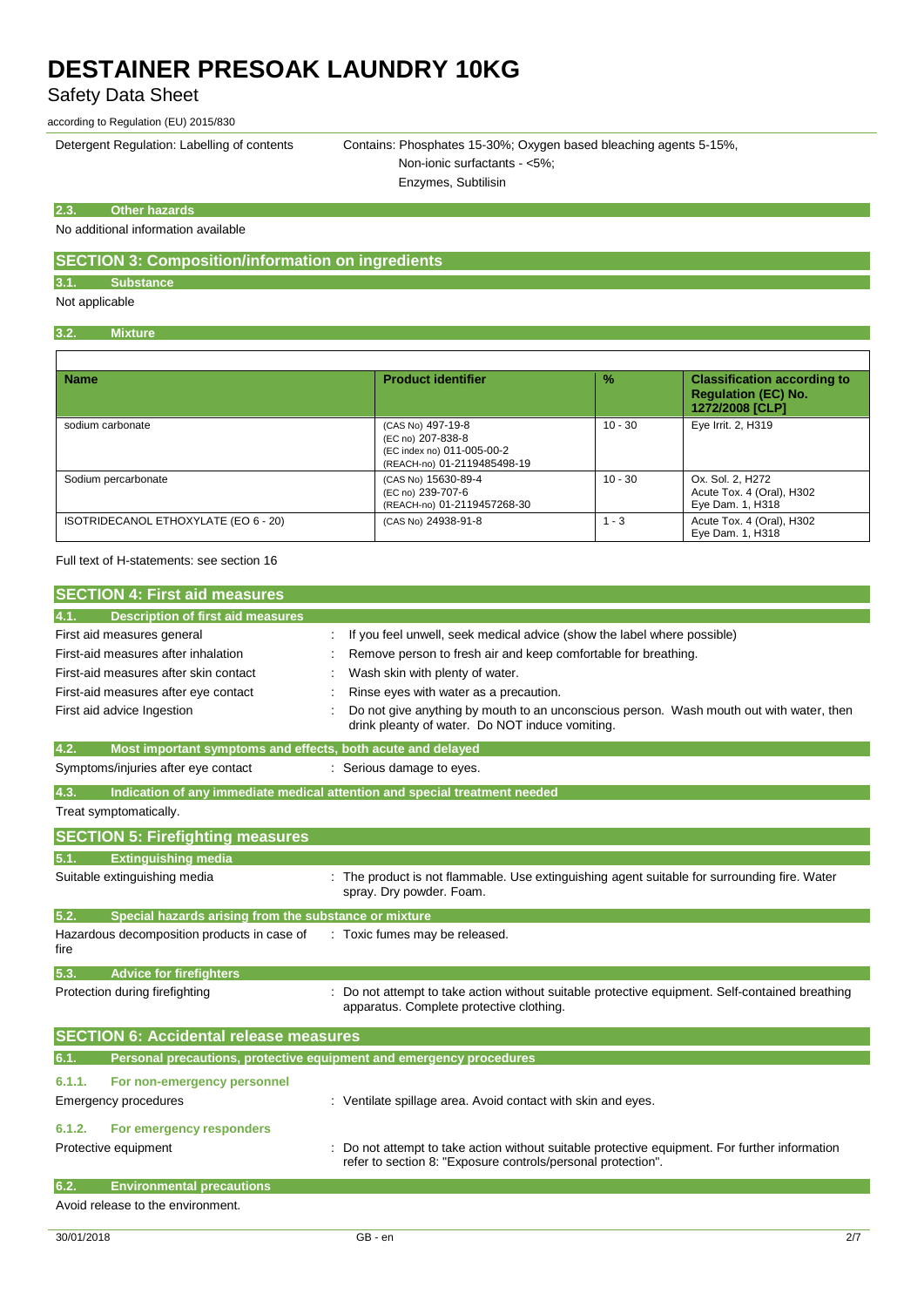# DESTAINER PRESOAK LAUNDRY 10KG

Safety Data Sheet

according to Regulation (EU) 2015/830

Detergent Regulation: Labelling of contents : Contains: Phosphates 15-30%; Oxygen based bleaching agents 5-15%, Non-ionic surfactants - <5%; Enzymes, Subtilisin

### 2.3. Other hazards

No additional information available

## SECTION 3: Composition/information on ingredients

### 3.1. Substance

Not applicable

### 3.2. Mixture

| Name | Product identifier | % | Classification according to Regulation (EC) No. 1272/2008 [CLP] |
|---|---|---|---|
| sodium carbonate | (CAS No) 497-19-8<br>(EC no) 207-838-8<br>(EC index no) 011-005-00-2<br>(REACH-no) 01-2119485498-19 | 10 - 30 | Eye Irrit. 2, H319 |
| Sodium percarbonate | (CAS No) 15630-89-4<br>(EC no) 239-707-6<br>(REACH-no) 01-2119457268-30 | 10 - 30 | Ox. Sol. 2, H272<br>Acute Tox. 4 (Oral), H302<br>Eye Dam. 1, H318 |
| ISOTRIDECANOL ETHOXYLATE (EO 6 - 20) | (CAS No) 24938-91-8 | 1 - 3 | Acute Tox. 4 (Oral), H302<br>Eye Dam. 1, H318 |

Full text of H-statements: see section 16

## SECTION 4: First aid measures

### 4.1. Description of first aid measures

First aid measures general : If you feel unwell, seek medical advice (show the label where possible)

First-aid measures after inhalation : Remove person to fresh air and keep comfortable for breathing.

First-aid measures after skin contact : Wash skin with plenty of water.

First-aid measures after eye contact : Rinse eyes with water as a precaution.

First aid advice Ingestion : Do not give anything by mouth to an unconscious person. Wash mouth out with water, then drink pleanty of water. Do NOT induce vomiting.

### 4.2. Most important symptoms and effects, both acute and delayed

Symptoms/injuries after eye contact : Serious damage to eyes.

### 4.3. Indication of any immediate medical attention and special treatment needed

Treat symptomatically.

## SECTION 5: Firefighting measures

### 5.1. Extinguishing media

Suitable extinguishing media : The product is not flammable. Use extinguishing agent suitable for surrounding fire. Water spray. Dry powder. Foam.

### 5.2. Special hazards arising from the substance or mixture

Hazardous decomposition products in case of fire : Toxic fumes may be released.

### 5.3. Advice for firefighters

Protection during firefighting : Do not attempt to take action without suitable protective equipment. Self-contained breathing apparatus. Complete protective clothing.

## SECTION 6: Accidental release measures

### 6.1. Personal precautions, protective equipment and emergency procedures

#### 6.1.1. For non-emergency personnel

Emergency procedures : Ventilate spillage area. Avoid contact with skin and eyes.

#### 6.1.2. For emergency responders

Protective equipment : Do not attempt to take action without suitable protective equipment. For further information refer to section 8: "Exposure controls/personal protection".

### 6.2. Environmental precautions

Avoid release to the environment.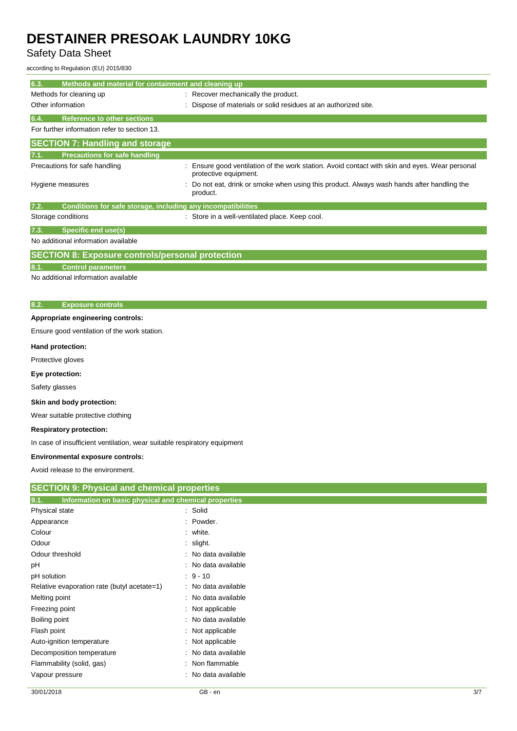### 6.3. Methods and material for containment and cleaning up

| | |
|---|---|
| Methods for cleaning up | : Recover mechanically the product. |
| Other information | : Dispose of materials or solid residues at an authorized site. |

### 6.4. Reference to other sections

For further information refer to section 13.

## SECTION 7: Handling and storage

### 7.1. Precautions for safe handling

| | |
|---|---|
| Precautions for safe handling | : Ensure good ventilation of the work station. Avoid contact with skin and eyes. Wear personal protective equipment. |
| Hygiene measures | : Do not eat, drink or smoke when using this product. Always wash hands after handling the product. |

### 7.2. Conditions for safe storage, including any incompatibilities

| | |
|---|---|
| Storage conditions | : Store in a well-ventilated place. Keep cool. |

### 7.3. Specific end use(s)

No additional information available

## SECTION 8: Exposure controls/personal protection

### 8.1. Control parameters

No additional information available

### 8.2. Exposure controls

**Appropriate engineering controls:**

Ensure good ventilation of the work station.

**Hand protection:**

Protective gloves

**Eye protection:**

Safety glasses

**Skin and body protection:**

Wear suitable protective clothing

**Respiratory protection:**

In case of insufficient ventilation, wear suitable respiratory equipment

**Environmental exposure controls:**

Avoid release to the environment.

## SECTION 9: Physical and chemical properties

### 9.1. Information on basic physical and chemical properties

| | |
|---|---|
| Physical state | : Solid |
| Appearance | : Powder. |
| Colour | : white. |
| Odour | : slight. |
| Odour threshold | : No data available |
| pH | : No data available |
| pH solution | : 9 - 10 |
| Relative evaporation rate (butyl acetate=1) | : No data available |
| Melting point | : No data available |
| Freezing point | : Not applicable |
| Boiling point | : No data available |
| Flash point | : Not applicable |
| Auto-ignition temperature | : Not applicable |
| Decomposition temperature | : No data available |
| Flammability (solid, gas) | : Non flammable |
| Vapour pressure | : No data available |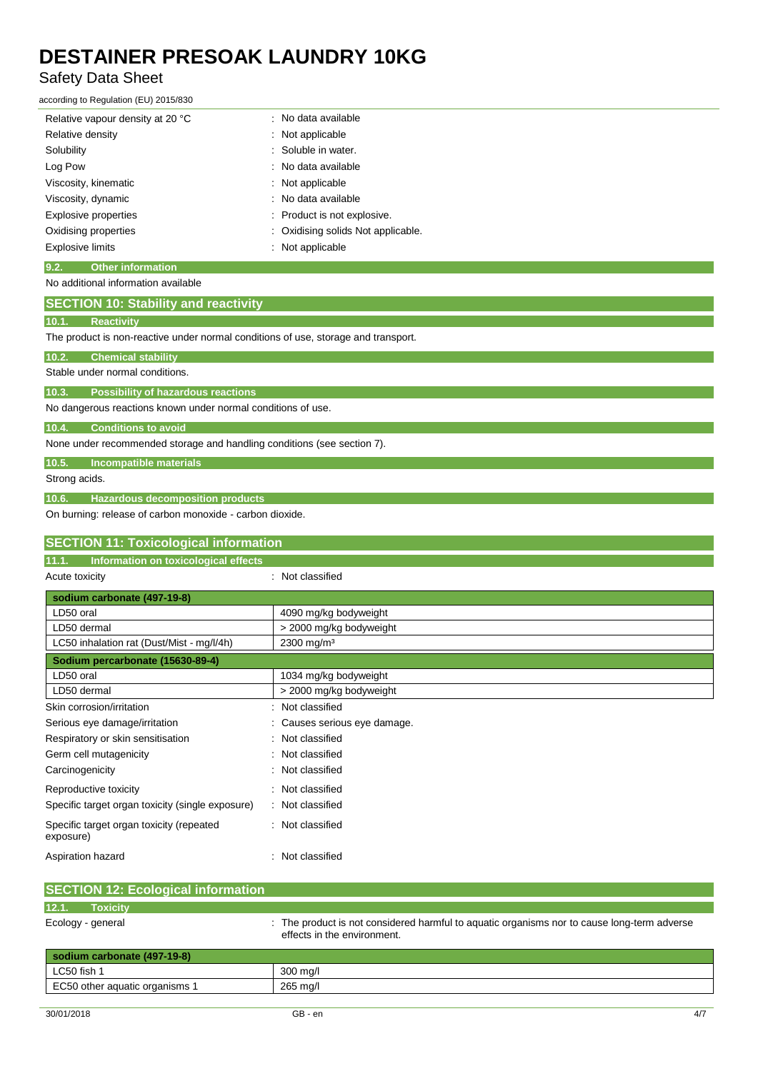| | |
|---|---|
| Relative vapour density at 20 °C | : No data available |
| Relative density | : Not applicable |
| Solubility | : Soluble in water. |
| Log Pow | : No data available |
| Viscosity, kinematic | : Not applicable |
| Viscosity, dynamic | : No data available |
| Explosive properties | : Product is not explosive. |
| Oxidising properties | : Oxidising solids Not applicable. |
| Explosive limits | : Not applicable |

### 9.2. Other information

No additional information available

## SECTION 10: Stability and reactivity

### 10.1. Reactivity

The product is non-reactive under normal conditions of use, storage and transport.

### 10.2. Chemical stability

Stable under normal conditions.

### 10.3. Possibility of hazardous reactions

No dangerous reactions known under normal conditions of use.

### 10.4. Conditions to avoid

None under recommended storage and handling conditions (see section 7).

### 10.5. Incompatible materials

Strong acids.

### 10.6. Hazardous decomposition products

On burning: release of carbon monoxide - carbon dioxide.

## SECTION 11: Toxicological information

### 11.1. Information on toxicological effects

Acute toxicity : Not classified

| sodium carbonate (497-19-8) | |
|---|---|
| LD50 oral | 4090 mg/kg bodyweight |
| LD50 dermal | > 2000 mg/kg bodyweight |
| LC50 inhalation rat (Dust/Mist - mg/l/4h) | 2300 mg/m³ |
| **Sodium percarbonate (15630-89-4)** | |
| LD50 oral | 1034 mg/kg bodyweight |
| LD50 dermal | > 2000 mg/kg bodyweight |

| | |
|---|---|
| Skin corrosion/irritation | : Not classified |
| Serious eye damage/irritation | : Causes serious eye damage. |
| Respiratory or skin sensitisation | : Not classified |
| Germ cell mutagenicity | : Not classified |
| Carcinogenicity | : Not classified |
| Reproductive toxicity | : Not classified |
| Specific target organ toxicity (single exposure) | : Not classified |
| Specific target organ toxicity (repeated exposure) | : Not classified |
| Aspiration hazard | : Not classified |

## SECTION 12: Ecological information

### 12.1. Toxicity

Ecology - general : The product is not considered harmful to aquatic organisms nor to cause long-term adverse effects in the environment.

| sodium carbonate (497-19-8) | |
|---|---|
| LC50 fish 1 | 300 mg/l |
| EC50 other aquatic organisms 1 | 265 mg/l |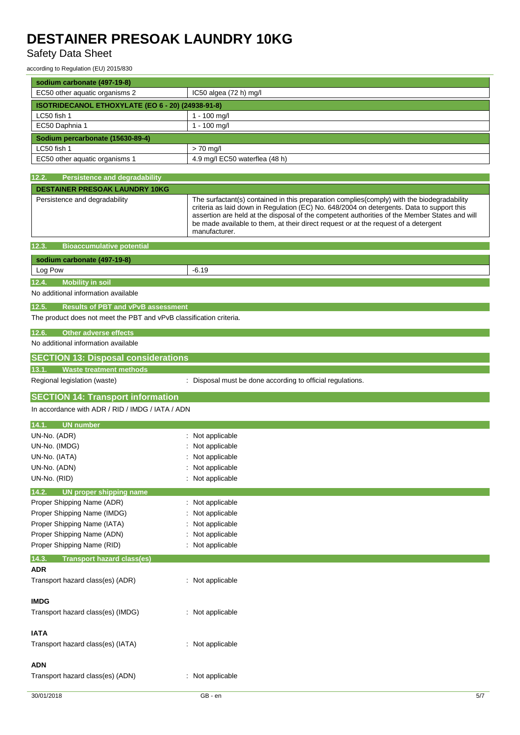| sodium carbonate (497-19-8) | |
|---|---|
| EC50 other aquatic organisms 2 | IC50 algea (72 h) mg/l |

| ISOTRIDECANOL ETHOXYLATE (EO 6 - 20) (24938-91-8) | |
|---|---|
| LC50 fish 1 | 1 - 100 mg/l |
| EC50 Daphnia 1 | 1 - 100 mg/l |

| Sodium percarbonate (15630-89-4) | |
|---|---|
| LC50 fish 1 | > 70 mg/l |
| EC50 other aquatic organisms 1 | 4.9 mg/l EC50 waterflea (48 h) |

### 12.2. Persistence and degradability

| DESTAINER PRESOAK LAUNDRY 10KG | |
|---|---|
| Persistence and degradability | The surfactant(s) contained in this preparation complies(comply) with the biodegradability criteria as laid down in Regulation (EC) No. 648/2004 on detergents. Data to support this assertion are held at the disposal of the competent authorities of the Member States and will be made available to them, at their direct request or at the request of a detergent manufacturer. |

### 12.3. Bioaccumulative potential

| sodium carbonate (497-19-8) | |
|---|---|
| Log Pow | -6.19 |

### 12.4. Mobility in soil

No additional information available

### 12.5. Results of PBT and vPvB assessment

The product does not meet the PBT and vPvB classification criteria.

### 12.6. Other adverse effects

No additional information available

## SECTION 13: Disposal considerations

### 13.1. Waste treatment methods

Regional legislation (waste) : Disposal must be done according to official regulations.

## SECTION 14: Transport information

In accordance with ADR / RID / IMDG / IATA / ADN

### 14.1. UN number

UN-No. (ADR) : Not applicable
UN-No. (IMDG) : Not applicable
UN-No. (IATA) : Not applicable
UN-No. (ADN) : Not applicable
UN-No. (RID) : Not applicable

### 14.2. UN proper shipping name

Proper Shipping Name (ADR) : Not applicable
Proper Shipping Name (IMDG) : Not applicable
Proper Shipping Name (IATA) : Not applicable
Proper Shipping Name (ADN) : Not applicable
Proper Shipping Name (RID) : Not applicable

### 14.3. Transport hazard class(es)

**ADR**

Transport hazard class(es) (ADR) : Not applicable

**IMDG**

Transport hazard class(es) (IMDG) : Not applicable

**IATA**

Transport hazard class(es) (IATA) : Not applicable

**ADN**

Transport hazard class(es) (ADN) : Not applicable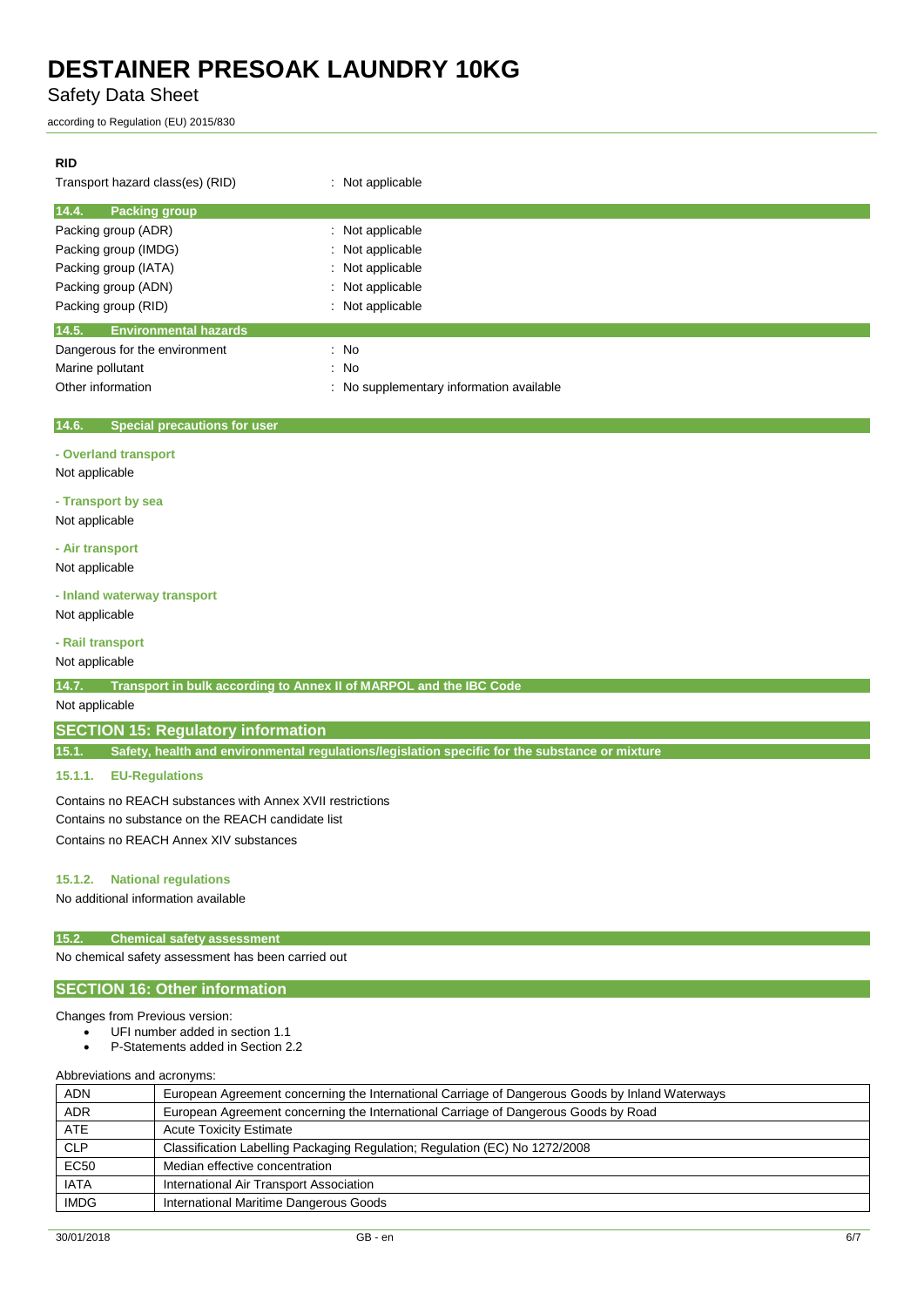**RID**

| | |
|---|---|
| Transport hazard class(es) (RID) | : Not applicable |

### 14.4. Packing group

| | |
|---|---|
| Packing group (ADR) | : Not applicable |
| Packing group (IMDG) | : Not applicable |
| Packing group (IATA) | : Not applicable |
| Packing group (ADN) | : Not applicable |
| Packing group (RID) | : Not applicable |

### 14.5. Environmental hazards

| | |
|---|---|
| Dangerous for the environment | : No |
| Marine pollutant | : No |
| Other information | : No supplementary information available |

### 14.6. Special precautions for user

**- Overland transport**

Not applicable

**- Transport by sea**

Not applicable

**- Air transport**

Not applicable

**- Inland waterway transport**

Not applicable

**- Rail transport**

Not applicable

### 14.7. Transport in bulk according to Annex II of MARPOL and the IBC Code

Not applicable

## SECTION 15: Regulatory information

### 15.1. Safety, health and environmental regulations/legislation specific for the substance or mixture

#### 15.1.1. EU-Regulations

Contains no REACH substances with Annex XVII restrictions

Contains no substance on the REACH candidate list

Contains no REACH Annex XIV substances

#### 15.1.2. National regulations

No additional information available

### 15.2. Chemical safety assessment

No chemical safety assessment has been carried out

## SECTION 16: Other information

Changes from Previous version:

- UFI number added in section 1.1
- P-Statements added in Section 2.2

Abbreviations and acronyms:

| | |
|---|---|
| ADN | European Agreement concerning the International Carriage of Dangerous Goods by Inland Waterways |
| ADR | European Agreement concerning the International Carriage of Dangerous Goods by Road |
| ATE | Acute Toxicity Estimate |
| CLP | Classification Labelling Packaging Regulation; Regulation (EC) No 1272/2008 |
| EC50 | Median effective concentration |
| IATA | International Air Transport Association |
| IMDG | International Maritime Dangerous Goods |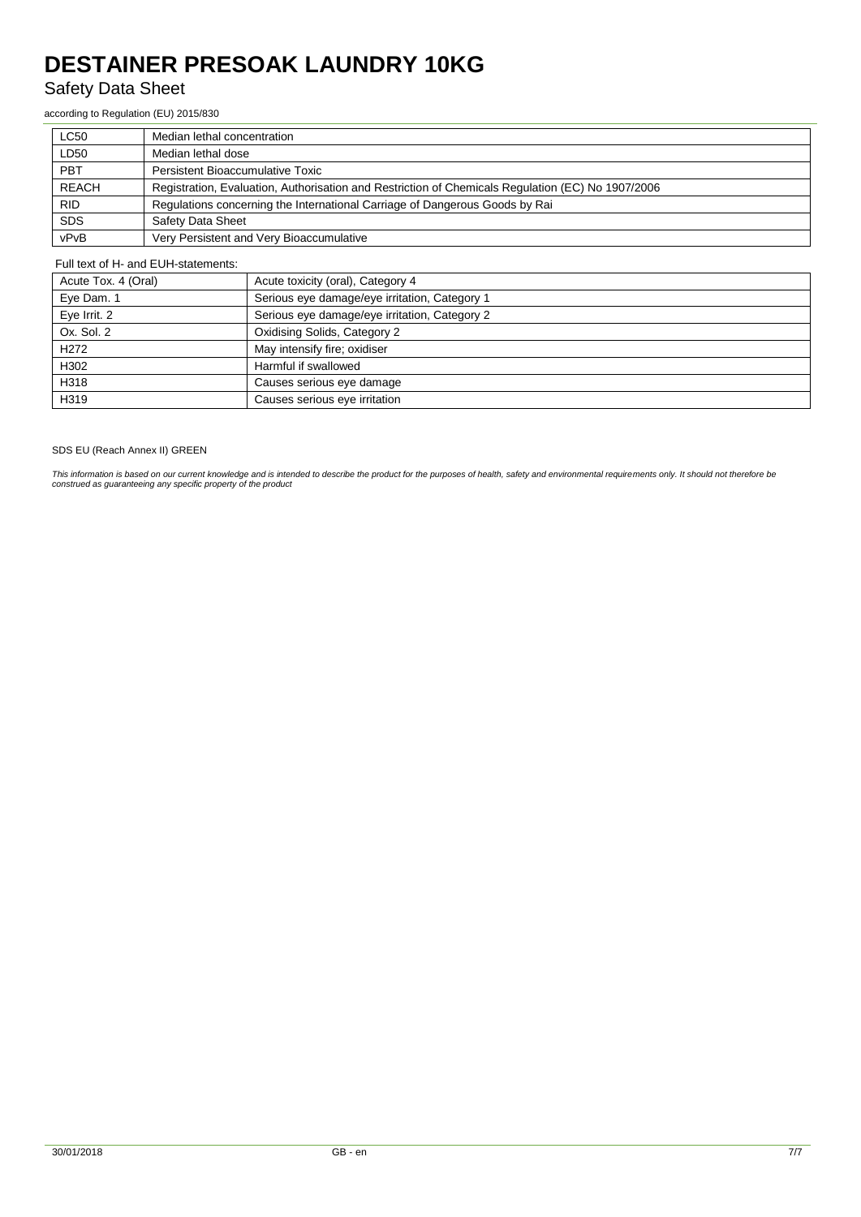| | |
|---|---|
| LC50 | Median lethal concentration |
| LD50 | Median lethal dose |
| PBT | Persistent Bioaccumulative Toxic |
| REACH | Registration, Evaluation, Authorisation and Restriction of Chemicals Regulation (EC) No 1907/2006 |
| RID | Regulations concerning the International Carriage of Dangerous Goods by Rai |
| SDS | Safety Data Sheet |
| vPvB | Very Persistent and Very Bioaccumulative |

Full text of H- and EUH-statements:

| | |
|---|---|
| Acute Tox. 4 (Oral) | Acute toxicity (oral), Category 4 |
| Eye Dam. 1 | Serious eye damage/eye irritation, Category 1 |
| Eye Irrit. 2 | Serious eye damage/eye irritation, Category 2 |
| Ox. Sol. 2 | Oxidising Solids, Category 2 |
| H272 | May intensify fire; oxidiser |
| H302 | Harmful if swallowed |
| H318 | Causes serious eye damage |
| H319 | Causes serious eye irritation |

SDS EU (Reach Annex II) GREEN

*This information is based on our current knowledge and is intended to describe the product for the purposes of health, safety and environmental requirements only. It should not therefore be construed as guaranteeing any specific property of the product*